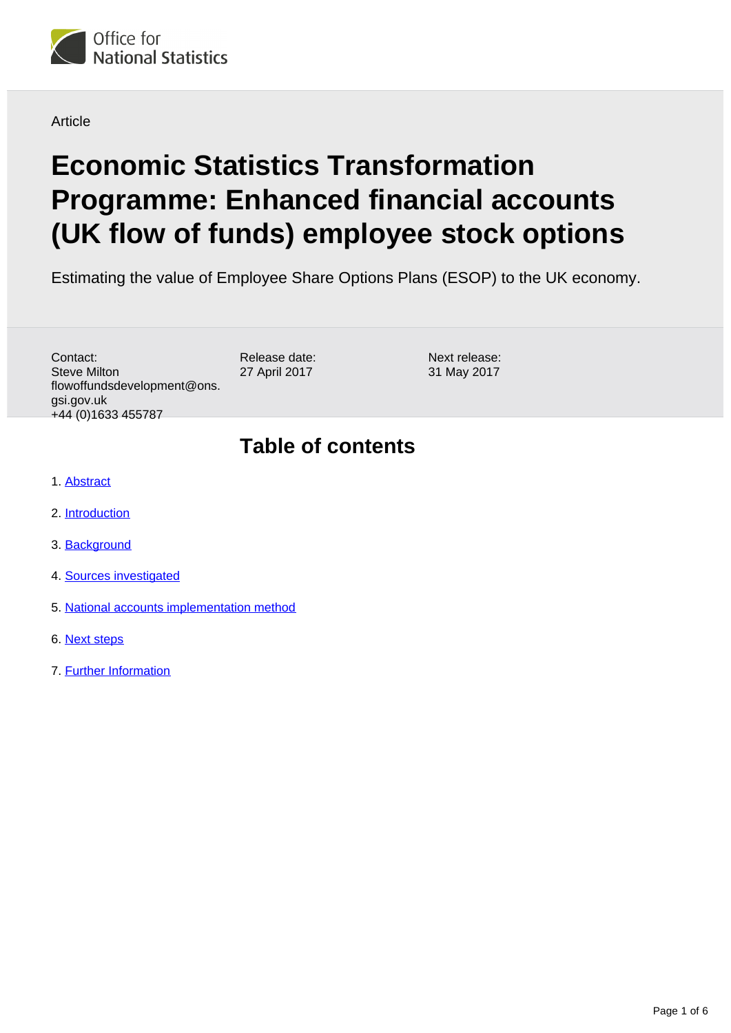Office for National Statistics

Article

# Economic Statistics Transformation Programme: Enhanced financial accounts (UK flow of funds) employee stock options

Estimating the value of Employee Share Options Plans (ESOP) to the UK economy.

Contact:
Steve Milton
flowoffundsdevelopment@ons.gsi.gov.uk
+44 (0)1633 455787

Release date:
27 April 2017

Next release:
31 May 2017

## Table of contents

1. Abstract
2. Introduction
3. Background
4. Sources investigated
5. National accounts implementation method
6. Next steps
7. Further Information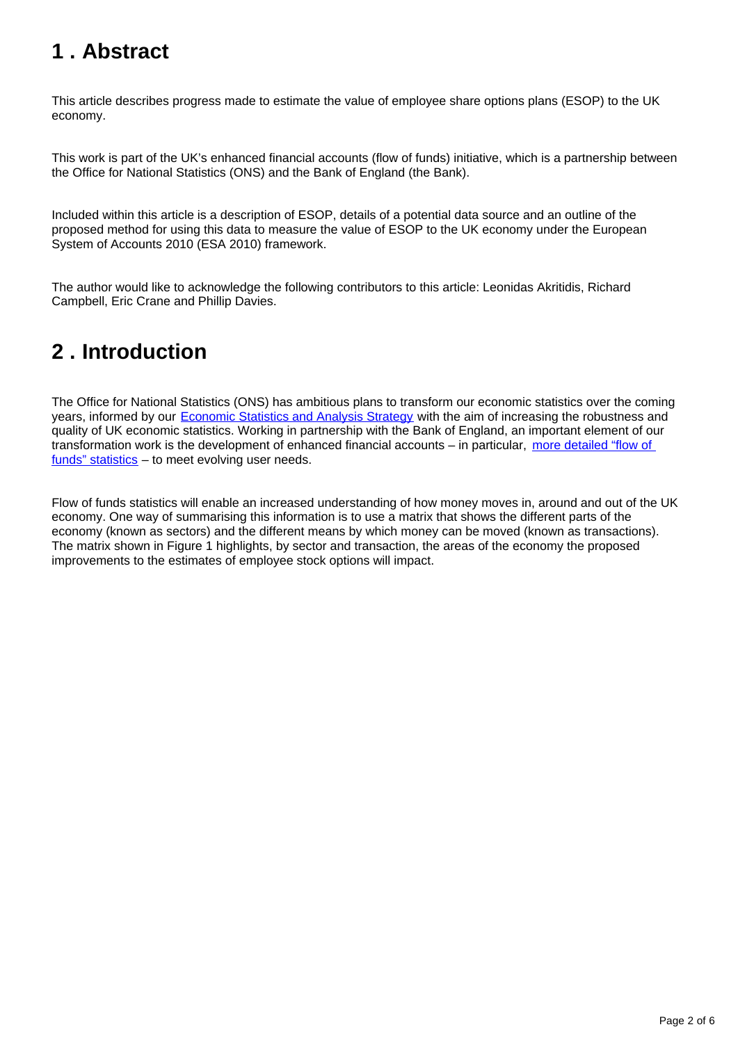## 1 . Abstract

This article describes progress made to estimate the value of employee share options plans (ESOP) to the UK economy.

This work is part of the UK's enhanced financial accounts (flow of funds) initiative, which is a partnership between the Office for National Statistics (ONS) and the Bank of England (the Bank).

Included within this article is a description of ESOP, details of a potential data source and an outline of the proposed method for using this data to measure the value of ESOP to the UK economy under the European System of Accounts 2010 (ESA 2010) framework.

The author would like to acknowledge the following contributors to this article: Leonidas Akritidis, Richard Campbell, Eric Crane and Phillip Davies.

## 2 . Introduction

The Office for National Statistics (ONS) has ambitious plans to transform our economic statistics over the coming years, informed by our Economic Statistics and Analysis Strategy with the aim of increasing the robustness and quality of UK economic statistics. Working in partnership with the Bank of England, an important element of our transformation work is the development of enhanced financial accounts – in particular, more detailed "flow of funds" statistics – to meet evolving user needs.

Flow of funds statistics will enable an increased understanding of how money moves in, around and out of the UK economy. One way of summarising this information is to use a matrix that shows the different parts of the economy (known as sectors) and the different means by which money can be moved (known as transactions). The matrix shown in Figure 1 highlights, by sector and transaction, the areas of the economy the proposed improvements to the estimates of employee stock options will impact.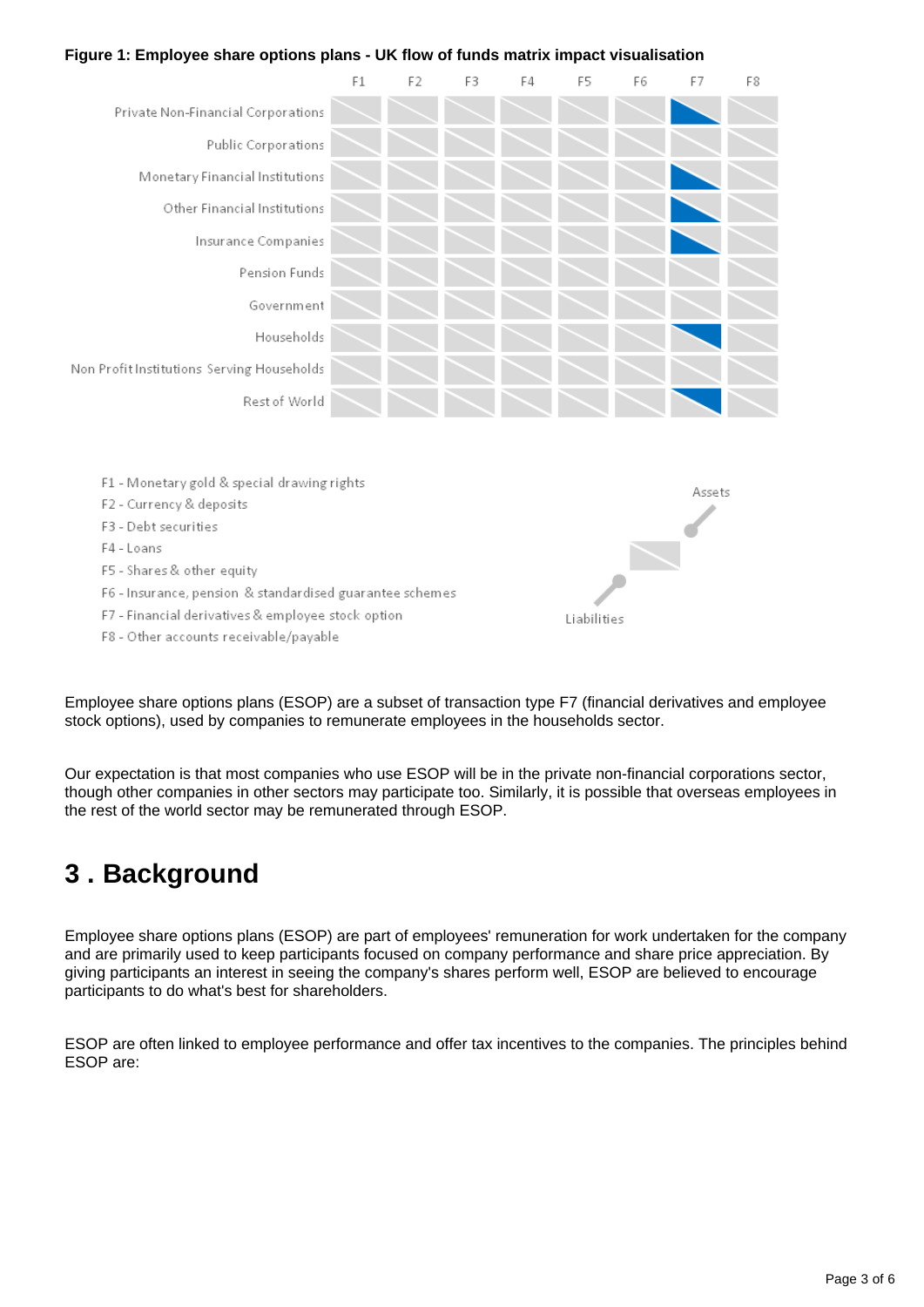**Figure 1: Employee share options plans - UK flow of funds matrix impact visualisation**

| | F1 | F2 | F3 | F4 | F5 | F6 | F7 | F8 |
|---|---|---|---|---|---|---|---|---|
| Private Non-Financial Corporations | | | | | | | Liabilities | |
| Public Corporations | | | | | | | | |
| Monetary Financial Institutions | | | | | | | Liabilities | |
| Other Financial Institutions | | | | | | | Liabilities | |
| Insurance Companies | | | | | | | Liabilities | |
| Pension Funds | | | | | | | | |
| Government | | | | | | | | |
| Households | | | | | | | Assets | |
| Non Profit Institutions Serving Households | | | | | | | | |
| Rest of World | | | | | | | Assets | |

F1 - Monetary gold & special drawing rights
F2 - Currency & deposits
F3 - Debt securities
F4 - Loans
F5 - Shares & other equity
F6 - Insurance, pension & standardised guarantee schemes
F7 - Financial derivatives & employee stock option
F8 - Other accounts receivable/payable

Assets
Liabilities

Employee share options plans (ESOP) are a subset of transaction type F7 (financial derivatives and employee stock options), used by companies to remunerate employees in the households sector.

Our expectation is that most companies who use ESOP will be in the private non-financial corporations sector, though other companies in other sectors may participate too. Similarly, it is possible that overseas employees in the rest of the world sector may be remunerated through ESOP.

# 3 . Background

Employee share options plans (ESOP) are part of employees' remuneration for work undertaken for the company and are primarily used to keep participants focused on company performance and share price appreciation. By giving participants an interest in seeing the company's shares perform well, ESOP are believed to encourage participants to do what's best for shareholders.

ESOP are often linked to employee performance and offer tax incentives to the companies. The principles behind ESOP are: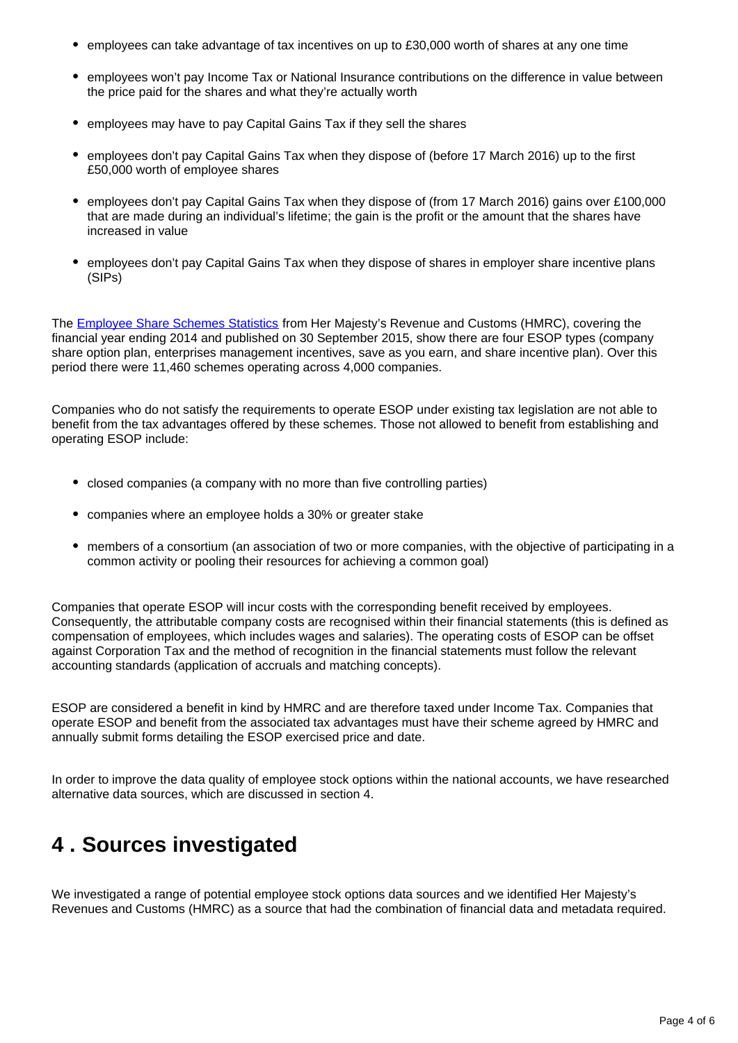- employees can take advantage of tax incentives on up to £30,000 worth of shares at any one time
- employees won't pay Income Tax or National Insurance contributions on the difference in value between the price paid for the shares and what they're actually worth
- employees may have to pay Capital Gains Tax if they sell the shares
- employees don't pay Capital Gains Tax when they dispose of (before 17 March 2016) up to the first £50,000 worth of employee shares
- employees don't pay Capital Gains Tax when they dispose of (from 17 March 2016) gains over £100,000 that are made during an individual's lifetime; the gain is the profit or the amount that the shares have increased in value
- employees don't pay Capital Gains Tax when they dispose of shares in employer share incentive plans (SIPs)

The [Employee Share Schemes Statistics](#) from Her Majesty's Revenue and Customs (HMRC), covering the financial year ending 2014 and published on 30 September 2015, show there are four ESOP types (company share option plan, enterprises management incentives, save as you earn, and share incentive plan). Over this period there were 11,460 schemes operating across 4,000 companies.

Companies who do not satisfy the requirements to operate ESOP under existing tax legislation are not able to benefit from the tax advantages offered by these schemes. Those not allowed to benefit from establishing and operating ESOP include:

- closed companies (a company with no more than five controlling parties)
- companies where an employee holds a 30% or greater stake
- members of a consortium (an association of two or more companies, with the objective of participating in a common activity or pooling their resources for achieving a common goal)

Companies that operate ESOP will incur costs with the corresponding benefit received by employees. Consequently, the attributable company costs are recognised within their financial statements (this is defined as compensation of employees, which includes wages and salaries). The operating costs of ESOP can be offset against Corporation Tax and the method of recognition in the financial statements must follow the relevant accounting standards (application of accruals and matching concepts).

ESOP are considered a benefit in kind by HMRC and are therefore taxed under Income Tax. Companies that operate ESOP and benefit from the associated tax advantages must have their scheme agreed by HMRC and annually submit forms detailing the ESOP exercised price and date.

In order to improve the data quality of employee stock options within the national accounts, we have researched alternative data sources, which are discussed in section 4.

# 4 . Sources investigated

We investigated a range of potential employee stock options data sources and we identified Her Majesty's Revenues and Customs (HMRC) as a source that had the combination of financial data and metadata required.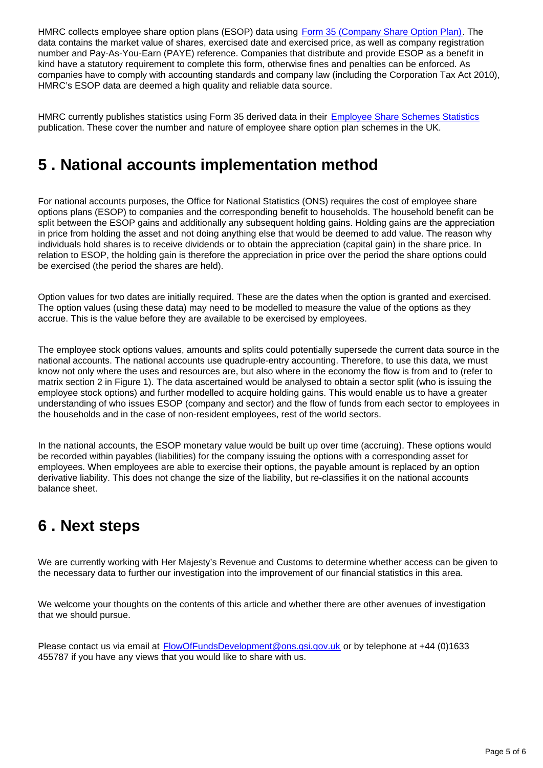HMRC collects employee share option plans (ESOP) data using [Form 35 (Company Share Option Plan)](). The data contains the market value of shares, exercised date and exercised price, as well as company registration number and Pay-As-You-Earn (PAYE) reference. Companies that distribute and provide ESOP as a benefit in kind have a statutory requirement to complete this form, otherwise fines and penalties can be enforced. As companies have to comply with accounting standards and company law (including the Corporation Tax Act 2010), HMRC's ESOP data are deemed a high quality and reliable data source.

HMRC currently publishes statistics using Form 35 derived data in their [Employee Share Schemes Statistics]() publication. These cover the number and nature of employee share option plan schemes in the UK.

## 5 . National accounts implementation method

For national accounts purposes, the Office for National Statistics (ONS) requires the cost of employee share options plans (ESOP) to companies and the corresponding benefit to households. The household benefit can be split between the ESOP gains and additionally any subsequent holding gains. Holding gains are the appreciation in price from holding the asset and not doing anything else that would be deemed to add value. The reason why individuals hold shares is to receive dividends or to obtain the appreciation (capital gain) in the share price. In relation to ESOP, the holding gain is therefore the appreciation in price over the period the share options could be exercised (the period the shares are held).

Option values for two dates are initially required. These are the dates when the option is granted and exercised. The option values (using these data) may need to be modelled to measure the value of the options as they accrue. This is the value before they are available to be exercised by employees.

The employee stock options values, amounts and splits could potentially supersede the current data source in the national accounts. The national accounts use quadruple-entry accounting. Therefore, to use this data, we must know not only where the uses and resources are, but also where in the economy the flow is from and to (refer to matrix section 2 in Figure 1). The data ascertained would be analysed to obtain a sector split (who is issuing the employee stock options) and further modelled to acquire holding gains. This would enable us to have a greater understanding of who issues ESOP (company and sector) and the flow of funds from each sector to employees in the households and in the case of non-resident employees, rest of the world sectors.

In the national accounts, the ESOP monetary value would be built up over time (accruing). These options would be recorded within payables (liabilities) for the company issuing the options with a corresponding asset for employees. When employees are able to exercise their options, the payable amount is replaced by an option derivative liability. This does not change the size of the liability, but re-classifies it on the national accounts balance sheet.

## 6 . Next steps

We are currently working with Her Majesty's Revenue and Customs to determine whether access can be given to the necessary data to further our investigation into the improvement of our financial statistics in this area.

We welcome your thoughts on the contents of this article and whether there are other avenues of investigation that we should pursue.

Please contact us via email at FlowOfFundsDevelopment@ons.gsi.gov.uk or by telephone at +44 (0)1633 455787 if you have any views that you would like to share with us.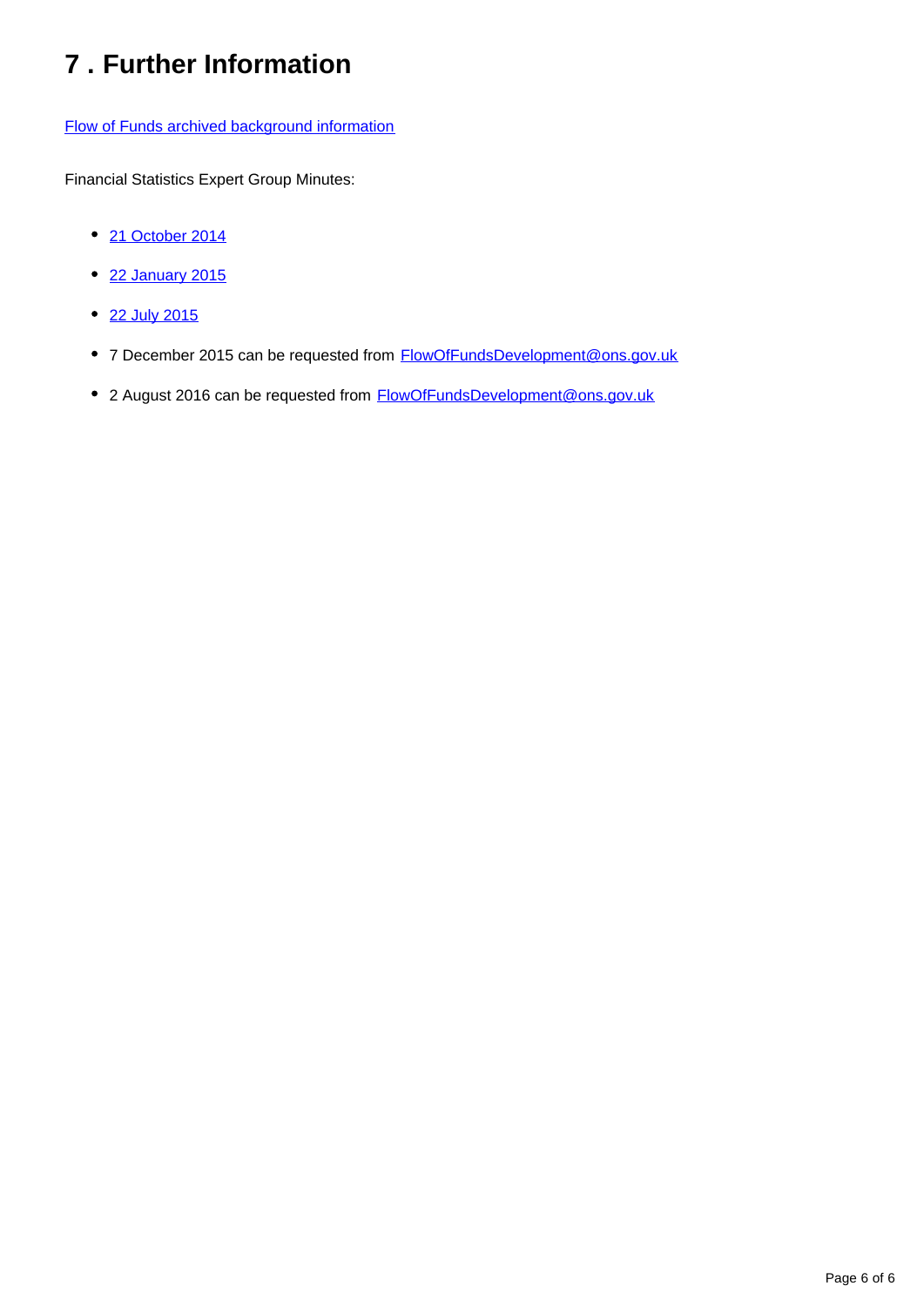## 7 . Further Information

Flow of Funds archived background information

Financial Statistics Expert Group Minutes:

- 21 October 2014
- 22 January 2015
- 22 July 2015
- 7 December 2015 can be requested from FlowOfFundsDevelopment@ons.gov.uk
- 2 August 2016 can be requested from FlowOfFundsDevelopment@ons.gov.uk